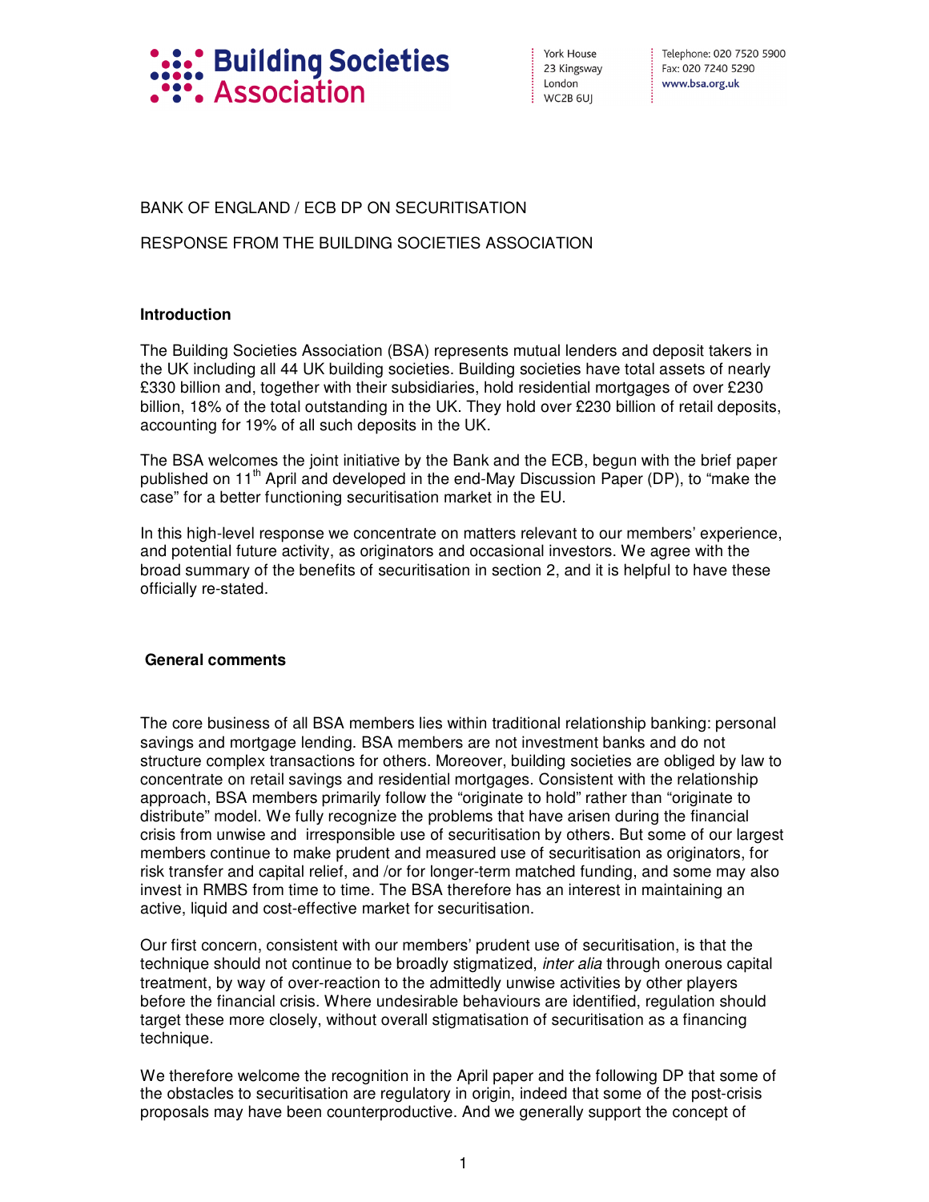**Building Societies Association**

York House
23 Kingsway
London
WC2B 6UJ

Telephone: 020 7520 5900
Fax: 020 7240 5290
www.bsa.org.uk

BANK OF ENGLAND / ECB DP ON SECURITISATION

RESPONSE FROM THE BUILDING SOCIETIES ASSOCIATION

**Introduction**

The Building Societies Association (BSA) represents mutual lenders and deposit takers in the UK including all 44 UK building societies. Building societies have total assets of nearly £330 billion and, together with their subsidiaries, hold residential mortgages of over £230 billion, 18% of the total outstanding in the UK. They hold over £230 billion of retail deposits, accounting for 19% of all such deposits in the UK.

The BSA welcomes the joint initiative by the Bank and the ECB, begun with the brief paper published on 11th April and developed in the end-May Discussion Paper (DP), to "make the case" for a better functioning securitisation market in the EU.

In this high-level response we concentrate on matters relevant to our members' experience, and potential future activity, as originators and occasional investors. We agree with the broad summary of the benefits of securitisation in section 2, and it is helpful to have these officially re-stated.

**General comments**

The core business of all BSA members lies within traditional relationship banking: personal savings and mortgage lending. BSA members are not investment banks and do not structure complex transactions for others. Moreover, building societies are obliged by law to concentrate on retail savings and residential mortgages. Consistent with the relationship approach, BSA members primarily follow the "originate to hold" rather than "originate to distribute" model. We fully recognize the problems that have arisen during the financial crisis from unwise and irresponsible use of securitisation by others. But some of our largest members continue to make prudent and measured use of securitisation as originators, for risk transfer and capital relief, and /or for longer-term matched funding, and some may also invest in RMBS from time to time. The BSA therefore has an interest in maintaining an active, liquid and cost-effective market for securitisation.

Our first concern, consistent with our members' prudent use of securitisation, is that the technique should not continue to be broadly stigmatized, *inter alia* through onerous capital treatment, by way of over-reaction to the admittedly unwise activities by other players before the financial crisis. Where undesirable behaviours are identified, regulation should target these more closely, without overall stigmatisation of securitisation as a financing technique.

We therefore welcome the recognition in the April paper and the following DP that some of the obstacles to securitisation are regulatory in origin, indeed that some of the post-crisis proposals may have been counterproductive. And we generally support the concept of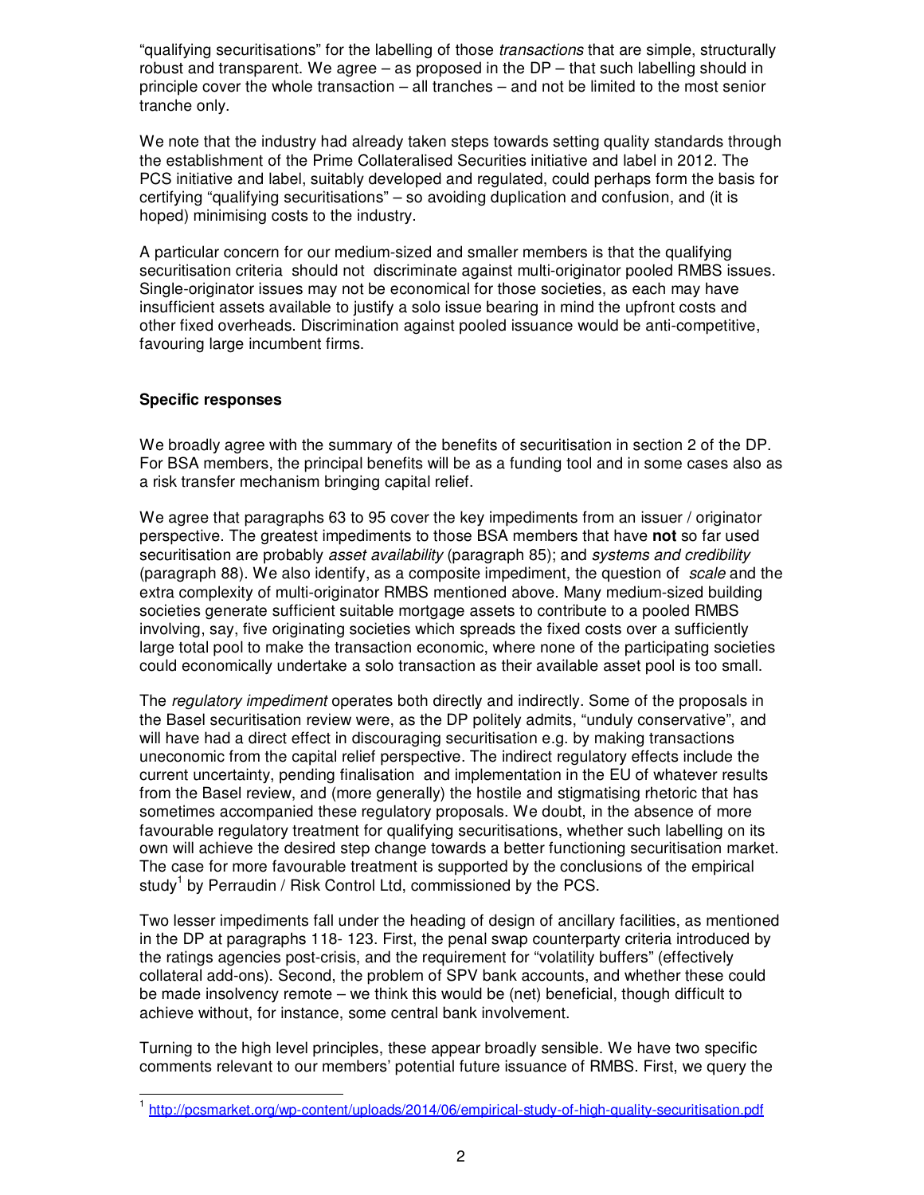"qualifying securitisations" for the labelling of those *transactions* that are simple, structurally robust and transparent. We agree – as proposed in the DP – that such labelling should in principle cover the whole transaction – all tranches – and not be limited to the most senior tranche only.

We note that the industry had already taken steps towards setting quality standards through the establishment of the Prime Collateralised Securities initiative and label in 2012. The PCS initiative and label, suitably developed and regulated, could perhaps form the basis for certifying "qualifying securitisations" – so avoiding duplication and confusion, and (it is hoped) minimising costs to the industry.

A particular concern for our medium-sized and smaller members is that the qualifying securitisation criteria should not discriminate against multi-originator pooled RMBS issues. Single-originator issues may not be economical for those societies, as each may have insufficient assets available to justify a solo issue bearing in mind the upfront costs and other fixed overheads. Discrimination against pooled issuance would be anti-competitive, favouring large incumbent firms.

**Specific responses**

We broadly agree with the summary of the benefits of securitisation in section 2 of the DP. For BSA members, the principal benefits will be as a funding tool and in some cases also as a risk transfer mechanism bringing capital relief.

We agree that paragraphs 63 to 95 cover the key impediments from an issuer / originator perspective. The greatest impediments to those BSA members that have **not** so far used securitisation are probably *asset availability* (paragraph 85); and *systems and credibility* (paragraph 88). We also identify, as a composite impediment, the question of *scale* and the extra complexity of multi-originator RMBS mentioned above. Many medium-sized building societies generate sufficient suitable mortgage assets to contribute to a pooled RMBS involving, say, five originating societies which spreads the fixed costs over a sufficiently large total pool to make the transaction economic, where none of the participating societies could economically undertake a solo transaction as their available asset pool is too small.

The *regulatory impediment* operates both directly and indirectly. Some of the proposals in the Basel securitisation review were, as the DP politely admits, "unduly conservative", and will have had a direct effect in discouraging securitisation e.g. by making transactions uneconomic from the capital relief perspective. The indirect regulatory effects include the current uncertainty, pending finalisation and implementation in the EU of whatever results from the Basel review, and (more generally) the hostile and stigmatising rhetoric that has sometimes accompanied these regulatory proposals. We doubt, in the absence of more favourable regulatory treatment for qualifying securitisations, whether such labelling on its own will achieve the desired step change towards a better functioning securitisation market. The case for more favourable treatment is supported by the conclusions of the empirical study[1] by Perraudin / Risk Control Ltd, commissioned by the PCS.

Two lesser impediments fall under the heading of design of ancillary facilities, as mentioned in the DP at paragraphs 118- 123. First, the penal swap counterparty criteria introduced by the ratings agencies post-crisis, and the requirement for "volatility buffers" (effectively collateral add-ons). Second, the problem of SPV bank accounts, and whether these could be made insolvency remote – we think this would be (net) beneficial, though difficult to achieve without, for instance, some central bank involvement.

Turning to the high level principles, these appear broadly sensible. We have two specific comments relevant to our members' potential future issuance of RMBS. First, we query the

[1] http://pcsmarket.org/wp-content/uploads/2014/06/empirical-study-of-high-quality-securitisation.pdf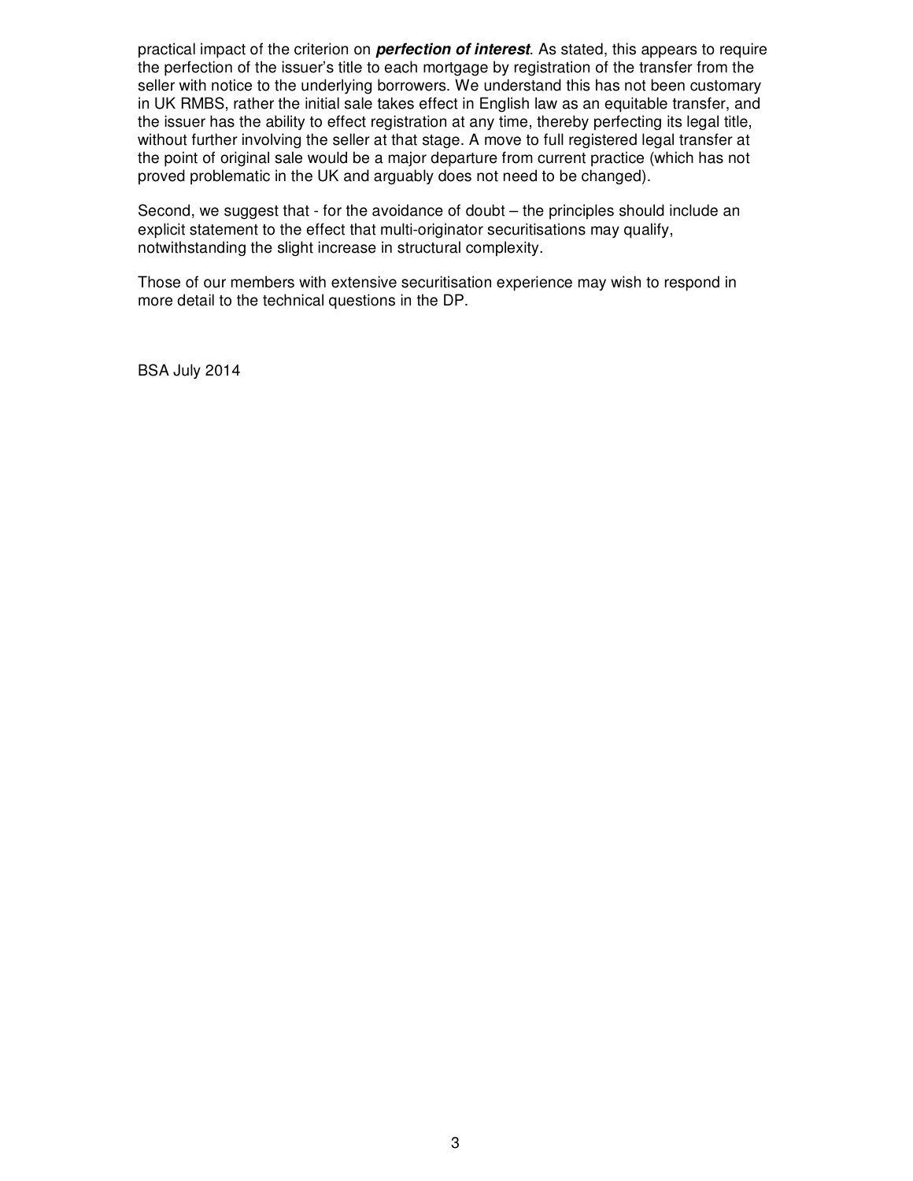practical impact of the criterion on ***perfection of interest***. As stated, this appears to require the perfection of the issuer's title to each mortgage by registration of the transfer from the seller with notice to the underlying borrowers. We understand this has not been customary in UK RMBS, rather the initial sale takes effect in English law as an equitable transfer, and the issuer has the ability to effect registration at any time, thereby perfecting its legal title, without further involving the seller at that stage. A move to full registered legal transfer at the point of original sale would be a major departure from current practice (which has not proved problematic in the UK and arguably does not need to be changed).

Second, we suggest that - for the avoidance of doubt – the principles should include an explicit statement to the effect that multi-originator securitisations may qualify, notwithstanding the slight increase in structural complexity.

Those of our members with extensive securitisation experience may wish to respond in more detail to the technical questions in the DP.

BSA July 2014